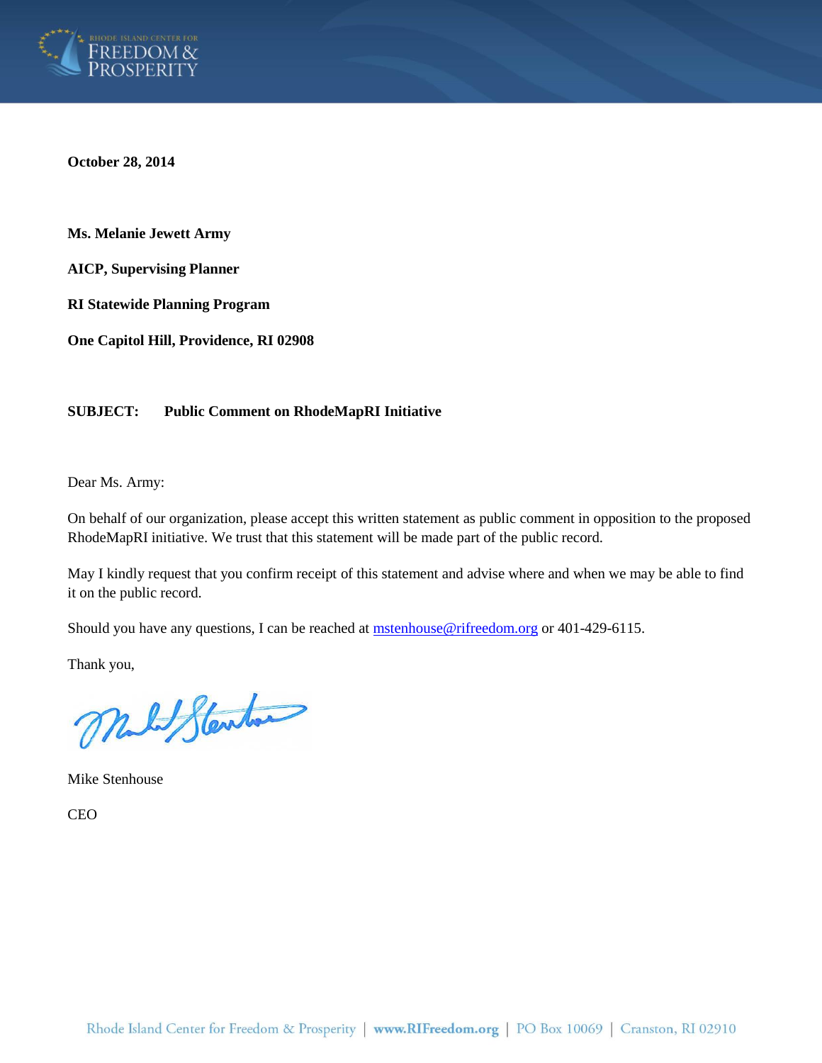**October 28, 2014**

**Ms. Melanie Jewett Army**

**AICP, Supervising Planner**

**RI Statewide Planning Program**

**One Capitol Hill, Providence, RI 02908**

**SUBJECT: Public Comment on RhodeMapRI Initiative**

Dear Ms. Army:

On behalf of our organization, please accept this written statement as public comment in opposition to the proposed RhodeMapRI initiative. We trust that this statement will be made part of the public record.

May I kindly request that you confirm receipt of this statement and advise where and when we may be able to find it on the public record.

Should you have any questions, I can be reached at mstenhouse@rifreedom.org or 401-429-6115.

Thank you,

Mike Stenhouse

CEO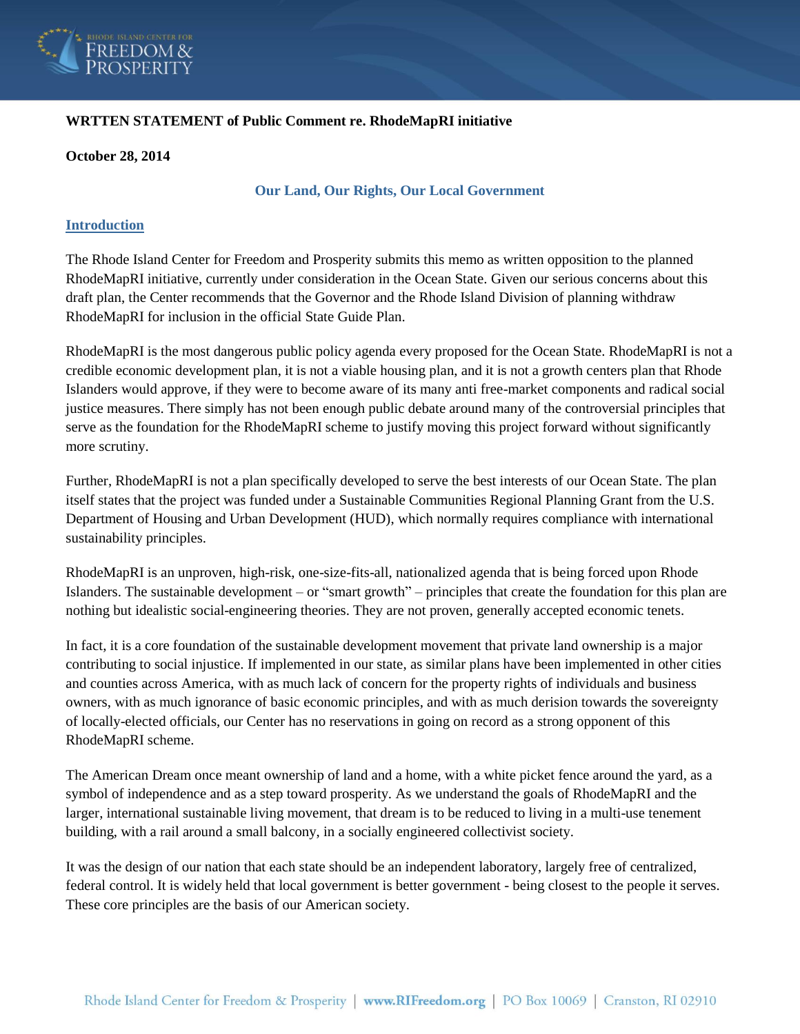**WRTTEN STATEMENT of Public Comment re. RhodeMapRI initiative**

**October 28, 2014**

## Our Land, Our Rights, Our Local Government

### Introduction

The Rhode Island Center for Freedom and Prosperity submits this memo as written opposition to the planned RhodeMapRI initiative, currently under consideration in the Ocean State. Given our serious concerns about this draft plan, the Center recommends that the Governor and the Rhode Island Division of planning withdraw RhodeMapRI for inclusion in the official State Guide Plan.

RhodeMapRI is the most dangerous public policy agenda every proposed for the Ocean State. RhodeMapRI is not a credible economic development plan, it is not a viable housing plan, and it is not a growth centers plan that Rhode Islanders would approve, if they were to become aware of its many anti free-market components and radical social justice measures. There simply has not been enough public debate around many of the controversial principles that serve as the foundation for the RhodeMapRI scheme to justify moving this project forward without significantly more scrutiny.

Further, RhodeMapRI is not a plan specifically developed to serve the best interests of our Ocean State. The plan itself states that the project was funded under a Sustainable Communities Regional Planning Grant from the U.S. Department of Housing and Urban Development (HUD), which normally requires compliance with international sustainability principles.

RhodeMapRI is an unproven, high-risk, one-size-fits-all, nationalized agenda that is being forced upon Rhode Islanders. The sustainable development – or "smart growth" – principles that create the foundation for this plan are nothing but idealistic social-engineering theories. They are not proven, generally accepted economic tenets.

In fact, it is a core foundation of the sustainable development movement that private land ownership is a major contributing to social injustice. If implemented in our state, as similar plans have been implemented in other cities and counties across America, with as much lack of concern for the property rights of individuals and business owners, with as much ignorance of basic economic principles, and with as much derision towards the sovereignty of locally-elected officials, our Center has no reservations in going on record as a strong opponent of this RhodeMapRI scheme.

The American Dream once meant ownership of land and a home, with a white picket fence around the yard, as a symbol of independence and as a step toward prosperity. As we understand the goals of RhodeMapRI and the larger, international sustainable living movement, that dream is to be reduced to living in a multi-use tenement building, with a rail around a small balcony, in a socially engineered collectivist society.

It was the design of our nation that each state should be an independent laboratory, largely free of centralized, federal control. It is widely held that local government is better government - being closest to the people it serves. These core principles are the basis of our American society.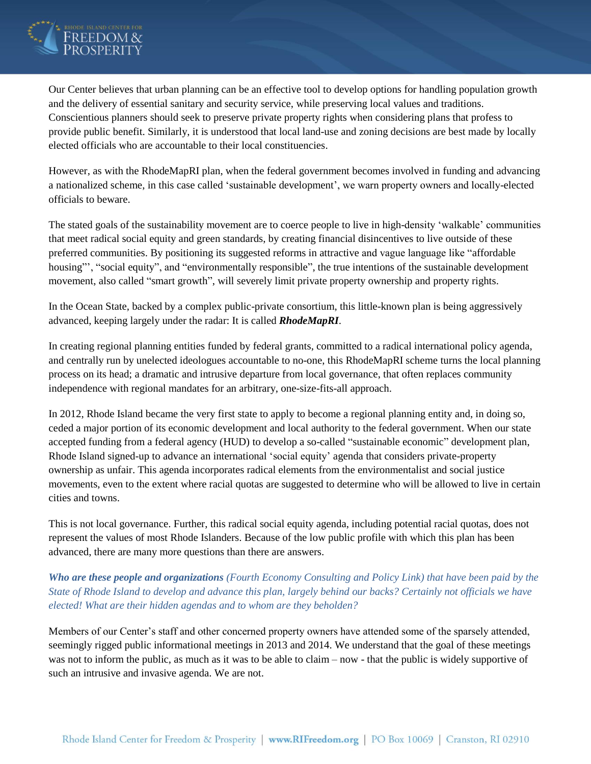Our Center believes that urban planning can be an effective tool to develop options for handling population growth and the delivery of essential sanitary and security service, while preserving local values and traditions. Conscientious planners should seek to preserve private property rights when considering plans that profess to provide public benefit. Similarly, it is understood that local land-use and zoning decisions are best made by locally elected officials who are accountable to their local constituencies.

However, as with the RhodeMapRI plan, when the federal government becomes involved in funding and advancing a nationalized scheme, in this case called 'sustainable development', we warn property owners and locally-elected officials to beware.

The stated goals of the sustainability movement are to coerce people to live in high-density 'walkable' communities that meet radical social equity and green standards, by creating financial disincentives to live outside of these preferred communities. By positioning its suggested reforms in attractive and vague language like "affordable housing"', "social equity", and "environmentally responsible", the true intentions of the sustainable development movement, also called "smart growth", will severely limit private property ownership and property rights.

In the Ocean State, backed by a complex public-private consortium, this little-known plan is being aggressively advanced, keeping largely under the radar: It is called ***RhodeMapRI***.

In creating regional planning entities funded by federal grants, committed to a radical international policy agenda, and centrally run by unelected ideologues accountable to no-one, this RhodeMapRI scheme turns the local planning process on its head; a dramatic and intrusive departure from local governance, that often replaces community independence with regional mandates for an arbitrary, one-size-fits-all approach.

In 2012, Rhode Island became the very first state to apply to become a regional planning entity and, in doing so, ceded a major portion of its economic development and local authority to the federal government. When our state accepted funding from a federal agency (HUD) to develop a so-called "sustainable economic" development plan, Rhode Island signed-up to advance an international 'social equity' agenda that considers private-property ownership as unfair. This agenda incorporates radical elements from the environmentalist and social justice movements, even to the extent where racial quotas are suggested to determine who will be allowed to live in certain cities and towns.

This is not local governance. Further, this radical social equity agenda, including potential racial quotas, does not represent the values of most Rhode Islanders. Because of the low public profile with which this plan has been advanced, there are many more questions than there are answers.

***Who are these people and organizations*** *(Fourth Economy Consulting and Policy Link) that have been paid by the State of Rhode Island to develop and advance this plan, largely behind our backs? Certainly not officials we have elected! What are their hidden agendas and to whom are they beholden?*

Members of our Center's staff and other concerned property owners have attended some of the sparsely attended, seemingly rigged public informational meetings in 2013 and 2014. We understand that the goal of these meetings was not to inform the public, as much as it was to be able to claim – now - that the public is widely supportive of such an intrusive and invasive agenda. We are not.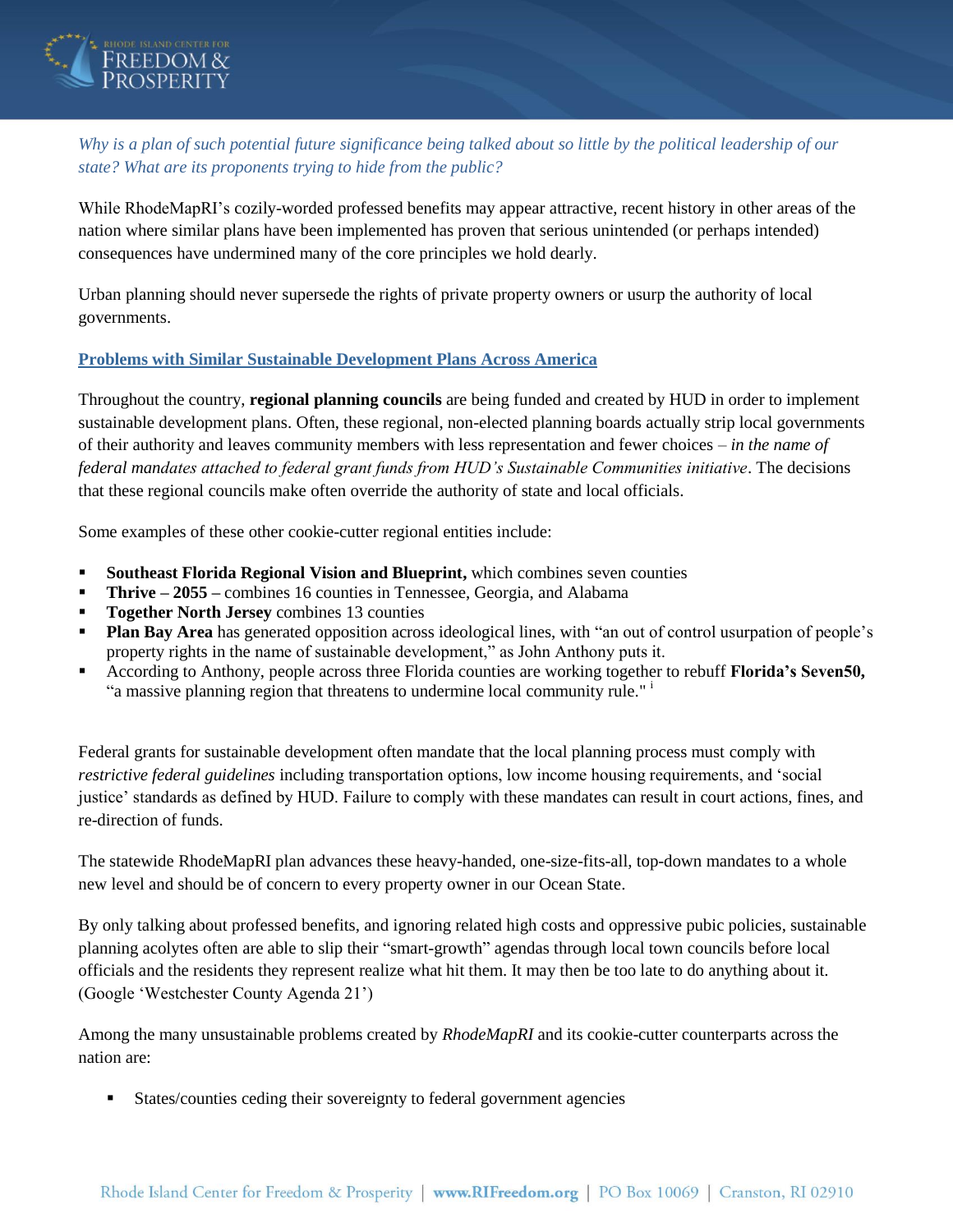*Why is a plan of such potential future significance being talked about so little by the political leadership of our state? What are its proponents trying to hide from the public?*

While RhodeMapRI's cozily-worded professed benefits may appear attractive, recent history in other areas of the nation where similar plans have been implemented has proven that serious unintended (or perhaps intended) consequences have undermined many of the core principles we hold dearly.

Urban planning should never supersede the rights of private property owners or usurp the authority of local governments.

## Problems with Similar Sustainable Development Plans Across America

Throughout the country, **regional planning councils** are being funded and created by HUD in order to implement sustainable development plans. Often, these regional, non-elected planning boards actually strip local governments of their authority and leaves community members with less representation and fewer choices – *in the name of federal mandates attached to federal grant funds from HUD's Sustainable Communities initiative*. The decisions that these regional councils make often override the authority of state and local officials.

Some examples of these other cookie-cutter regional entities include:

- **Southeast Florida Regional Vision and Blueprint,** which combines seven counties
- **Thrive – 2055 –** combines 16 counties in Tennessee, Georgia, and Alabama
- **Together North Jersey** combines 13 counties
- **Plan Bay Area** has generated opposition across ideological lines, with "an out of control usurpation of people's property rights in the name of sustainable development," as John Anthony puts it.
- According to Anthony, people across three Florida counties are working together to rebuff **Florida's Seven50,** "a massive planning region that threatens to undermine local community rule." [i]

Federal grants for sustainable development often mandate that the local planning process must comply with *restrictive federal guidelines* including transportation options, low income housing requirements, and 'social justice' standards as defined by HUD. Failure to comply with these mandates can result in court actions, fines, and re-direction of funds.

The statewide RhodeMapRI plan advances these heavy-handed, one-size-fits-all, top-down mandates to a whole new level and should be of concern to every property owner in our Ocean State.

By only talking about professed benefits, and ignoring related high costs and oppressive pubic policies, sustainable planning acolytes often are able to slip their "smart-growth" agendas through local town councils before local officials and the residents they represent realize what hit them. It may then be too late to do anything about it. (Google 'Westchester County Agenda 21')

Among the many unsustainable problems created by *RhodeMapRI* and its cookie-cutter counterparts across the nation are:

- States/counties ceding their sovereignty to federal government agencies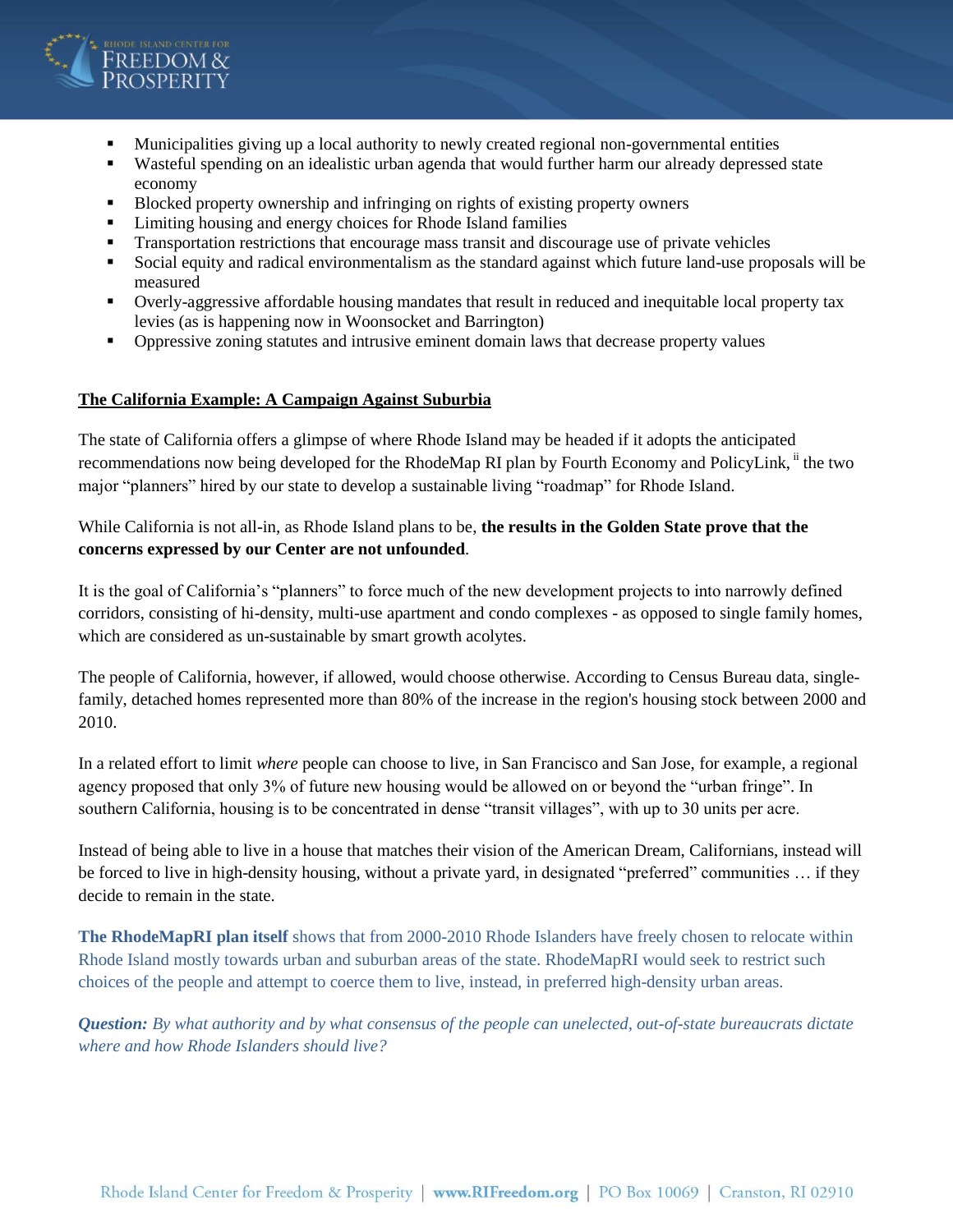- Municipalities giving up a local authority to newly created regional non-governmental entities
- Wasteful spending on an idealistic urban agenda that would further harm our already depressed state economy
- Blocked property ownership and infringing on rights of existing property owners
- Limiting housing and energy choices for Rhode Island families
- Transportation restrictions that encourage mass transit and discourage use of private vehicles
- Social equity and radical environmentalism as the standard against which future land-use proposals will be measured
- Overly-aggressive affordable housing mandates that result in reduced and inequitable local property tax levies (as is happening now in Woonsocket and Barrington)
- Oppressive zoning statutes and intrusive eminent domain laws that decrease property values

**The California Example: A Campaign Against Suburbia**

The state of California offers a glimpse of where Rhode Island may be headed if it adopts the anticipated recommendations now being developed for the RhodeMap RI plan by Fourth Economy and PolicyLink, [ii] the two major "planners" hired by our state to develop a sustainable living "roadmap" for Rhode Island.

While California is not all-in, as Rhode Island plans to be, **the results in the Golden State prove that the concerns expressed by our Center are not unfounded**.

It is the goal of California's "planners" to force much of the new development projects to into narrowly defined corridors, consisting of hi-density, multi-use apartment and condo complexes - as opposed to single family homes, which are considered as un-sustainable by smart growth acolytes.

The people of California, however, if allowed, would choose otherwise. According to Census Bureau data, single-family, detached homes represented more than 80% of the increase in the region's housing stock between 2000 and 2010.

In a related effort to limit *where* people can choose to live, in San Francisco and San Jose, for example, a regional agency proposed that only 3% of future new housing would be allowed on or beyond the "urban fringe". In southern California, housing is to be concentrated in dense "transit villages", with up to 30 units per acre.

Instead of being able to live in a house that matches their vision of the American Dream, Californians, instead will be forced to live in high-density housing, without a private yard, in designated "preferred" communities … if they decide to remain in the state.

**The RhodeMapRI plan itself** shows that from 2000-2010 Rhode Islanders have freely chosen to relocate within Rhode Island mostly towards urban and suburban areas of the state. RhodeMapRI would seek to restrict such choices of the people and attempt to coerce them to live, instead, in preferred high-density urban areas.

***Question:*** *By what authority and by what consensus of the people can unelected, out-of-state bureaucrats dictate where and how Rhode Islanders should live?*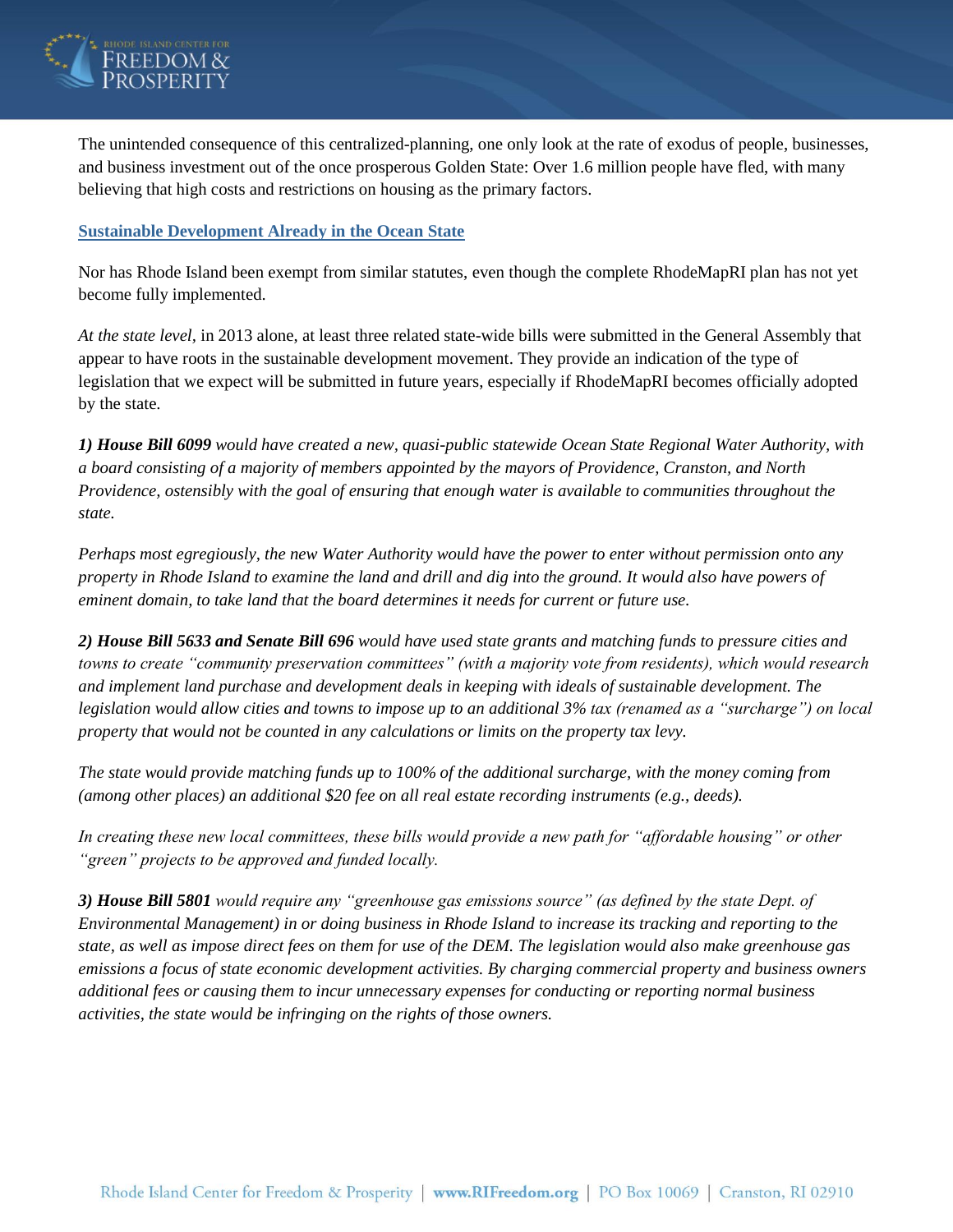The unintended consequence of this centralized-planning, one only look at the rate of exodus of people, businesses, and business investment out of the once prosperous Golden State: Over 1.6 million people have fled, with many believing that high costs and restrictions on housing as the primary factors.

## Sustainable Development Already in the Ocean State

Nor has Rhode Island been exempt from similar statutes, even though the complete RhodeMapRI plan has not yet become fully implemented.

*At the state level*, in 2013 alone, at least three related state-wide bills were submitted in the General Assembly that appear to have roots in the sustainable development movement. They provide an indication of the type of legislation that we expect will be submitted in future years, especially if RhodeMapRI becomes officially adopted by the state.

***1) House Bill 6099*** *would have created a new, quasi-public statewide Ocean State Regional Water Authority, with a board consisting of a majority of members appointed by the mayors of Providence, Cranston, and North Providence, ostensibly with the goal of ensuring that enough water is available to communities throughout the state.*

*Perhaps most egregiously, the new Water Authority would have the power to enter without permission onto any property in Rhode Island to examine the land and drill and dig into the ground. It would also have powers of eminent domain, to take land that the board determines it needs for current or future use.*

***2) House Bill 5633 and Senate Bill 696*** *would have used state grants and matching funds to pressure cities and towns to create "community preservation committees" (with a majority vote from residents), which would research and implement land purchase and development deals in keeping with ideals of sustainable development. The legislation would allow cities and towns to impose up to an additional 3% tax (renamed as a "surcharge") on local property that would not be counted in any calculations or limits on the property tax levy.*

*The state would provide matching funds up to 100% of the additional surcharge, with the money coming from (among other places) an additional $20 fee on all real estate recording instruments (e.g., deeds).*

*In creating these new local committees, these bills would provide a new path for "affordable housing" or other "green" projects to be approved and funded locally.*

***3) House Bill 5801*** *would require any "greenhouse gas emissions source" (as defined by the state Dept. of Environmental Management) in or doing business in Rhode Island to increase its tracking and reporting to the state, as well as impose direct fees on them for use of the DEM. The legislation would also make greenhouse gas emissions a focus of state economic development activities. By charging commercial property and business owners additional fees or causing them to incur unnecessary expenses for conducting or reporting normal business activities, the state would be infringing on the rights of those owners.*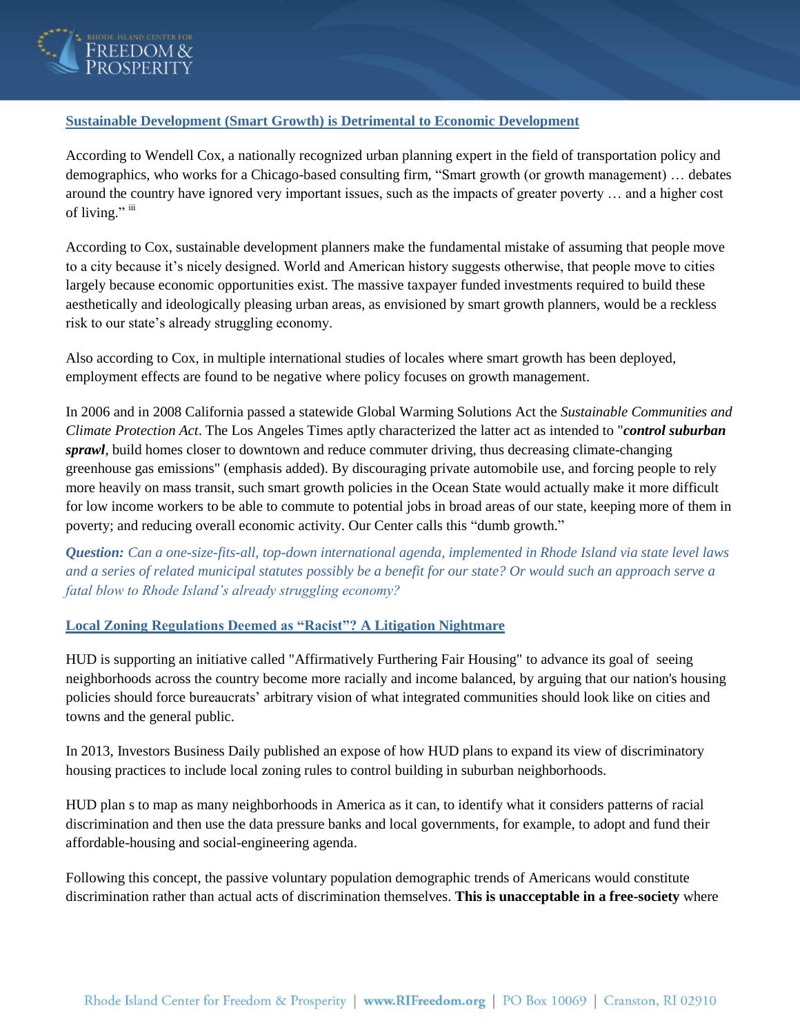**Sustainable Development (Smart Growth) is Detrimental to Economic Development**

According to Wendell Cox, a nationally recognized urban planning expert in the field of transportation policy and demographics, who works for a Chicago-based consulting firm, "Smart growth (or growth management) … debates around the country have ignored very important issues, such as the impacts of greater poverty … and a higher cost of living." [iii]

According to Cox, sustainable development planners make the fundamental mistake of assuming that people move to a city because it's nicely designed. World and American history suggests otherwise, that people move to cities largely because economic opportunities exist. The massive taxpayer funded investments required to build these aesthetically and ideologically pleasing urban areas, as envisioned by smart growth planners, would be a reckless risk to our state's already struggling economy.

Also according to Cox, in multiple international studies of locales where smart growth has been deployed, employment effects are found to be negative where policy focuses on growth management.

In 2006 and in 2008 California passed a statewide Global Warming Solutions Act the *Sustainable Communities and Climate Protection Act*. The Los Angeles Times aptly characterized the latter act as intended to "***control suburban sprawl***, build homes closer to downtown and reduce commuter driving, thus decreasing climate-changing greenhouse gas emissions" (emphasis added). By discouraging private automobile use, and forcing people to rely more heavily on mass transit, such smart growth policies in the Ocean State would actually make it more difficult for low income workers to be able to commute to potential jobs in broad areas of our state, keeping more of them in poverty; and reducing overall economic activity. Our Center calls this "dumb growth."

***Question:*** *Can a one-size-fits-all, top-down international agenda, implemented in Rhode Island via state level laws and a series of related municipal statutes possibly be a benefit for our state? Or would such an approach serve a fatal blow to Rhode Island's already struggling economy?*

**Local Zoning Regulations Deemed as "Racist"? A Litigation Nightmare**

HUD is supporting an initiative called "Affirmatively Furthering Fair Housing" to advance its goal of seeing neighborhoods across the country become more racially and income balanced, by arguing that our nation's housing policies should force bureaucrats' arbitrary vision of what integrated communities should look like on cities and towns and the general public.

In 2013, Investors Business Daily published an expose of how HUD plans to expand its view of discriminatory housing practices to include local zoning rules to control building in suburban neighborhoods.

HUD plan s to map as many neighborhoods in America as it can, to identify what it considers patterns of racial discrimination and then use the data pressure banks and local governments, for example, to adopt and fund their affordable-housing and social-engineering agenda.

Following this concept, the passive voluntary population demographic trends of Americans would constitute discrimination rather than actual acts of discrimination themselves. **This is unacceptable in a free-society** where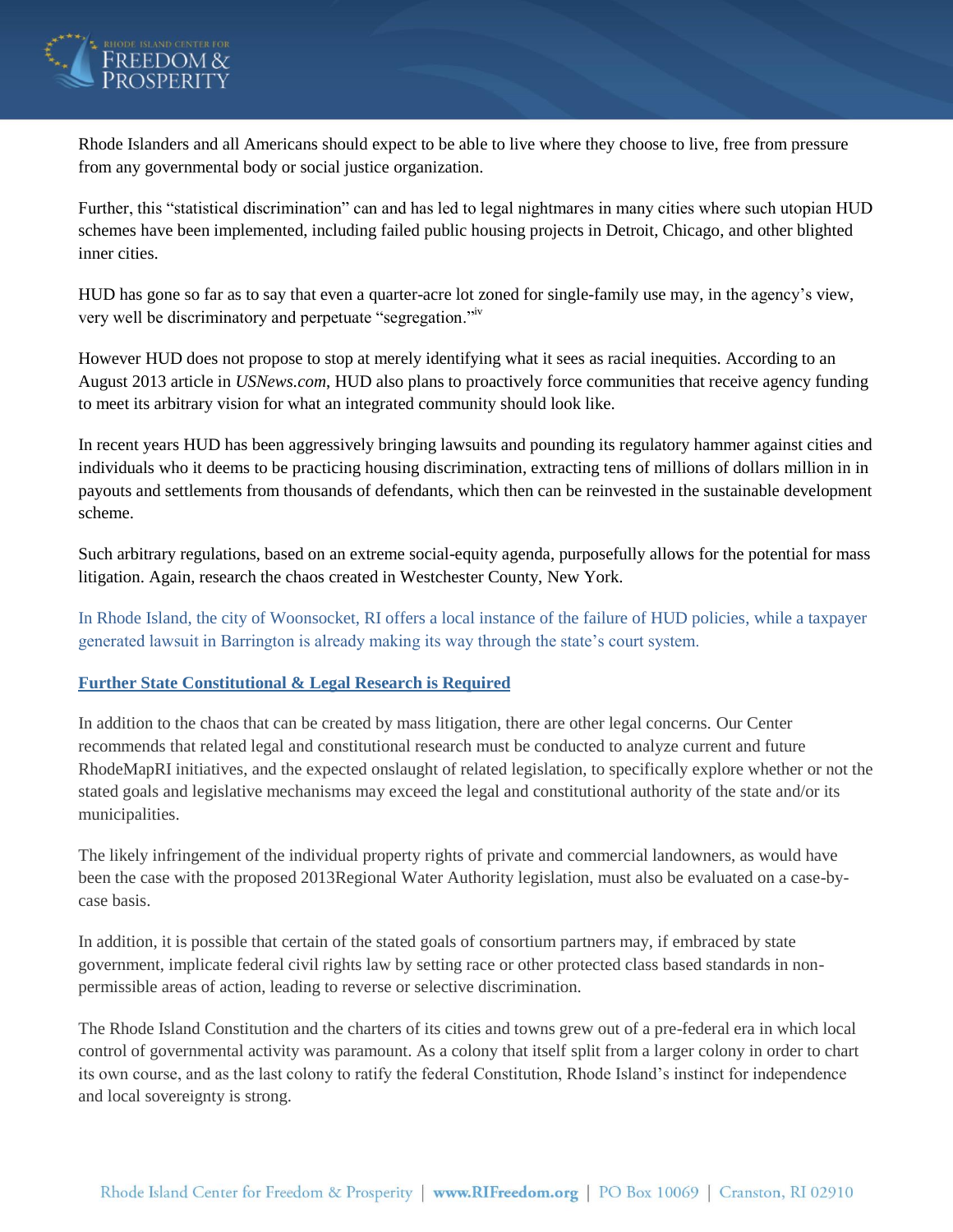Rhode Islanders and all Americans should expect to be able to live where they choose to live, free from pressure from any governmental body or social justice organization.

Further, this "statistical discrimination" can and has led to legal nightmares in many cities where such utopian HUD schemes have been implemented, including failed public housing projects in Detroit, Chicago, and other blighted inner cities.

HUD has gone so far as to say that even a quarter-acre lot zoned for single-family use may, in the agency's view, very well be discriminatory and perpetuate "segregation."[iv]

However HUD does not propose to stop at merely identifying what it sees as racial inequities. According to an August 2013 article in *USNews.com*, HUD also plans to proactively force communities that receive agency funding to meet its arbitrary vision for what an integrated community should look like.

In recent years HUD has been aggressively bringing lawsuits and pounding its regulatory hammer against cities and individuals who it deems to be practicing housing discrimination, extracting tens of millions of dollars million in in payouts and settlements from thousands of defendants, which then can be reinvested in the sustainable development scheme.

Such arbitrary regulations, based on an extreme social-equity agenda, purposefully allows for the potential for mass litigation. Again, research the chaos created in Westchester County, New York.

In Rhode Island, the city of Woonsocket, RI offers a local instance of the failure of HUD policies, while a taxpayer generated lawsuit in Barrington is already making its way through the state's court system.

## Further State Constitutional & Legal Research is Required

In addition to the chaos that can be created by mass litigation, there are other legal concerns. Our Center recommends that related legal and constitutional research must be conducted to analyze current and future RhodeMapRI initiatives, and the expected onslaught of related legislation, to specifically explore whether or not the stated goals and legislative mechanisms may exceed the legal and constitutional authority of the state and/or its municipalities.

The likely infringement of the individual property rights of private and commercial landowners, as would have been the case with the proposed 2013Regional Water Authority legislation, must also be evaluated on a case-by-case basis.

In addition, it is possible that certain of the stated goals of consortium partners may, if embraced by state government, implicate federal civil rights law by setting race or other protected class based standards in non-permissible areas of action, leading to reverse or selective discrimination.

The Rhode Island Constitution and the charters of its cities and towns grew out of a pre-federal era in which local control of governmental activity was paramount. As a colony that itself split from a larger colony in order to chart its own course, and as the last colony to ratify the federal Constitution, Rhode Island's instinct for independence and local sovereignty is strong.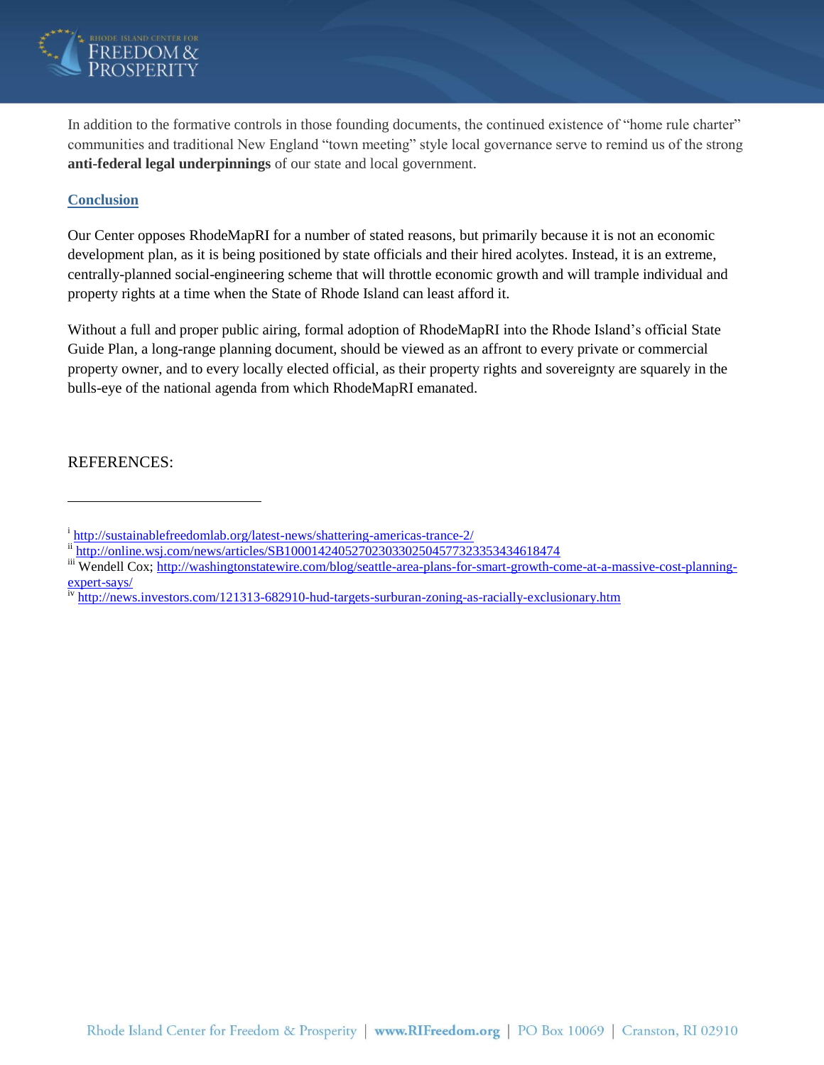In addition to the formative controls in those founding documents, the continued existence of "home rule charter" communities and traditional New England "town meeting" style local governance serve to remind us of the strong **anti-federal legal underpinnings** of our state and local government.

## Conclusion

Our Center opposes RhodeMapRI for a number of stated reasons, but primarily because it is not an economic development plan, as it is being positioned by state officials and their hired acolytes. Instead, it is an extreme, centrally-planned social-engineering scheme that will throttle economic growth and will trample individual and property rights at a time when the State of Rhode Island can least afford it.

Without a full and proper public airing, formal adoption of RhodeMapRI into the Rhode Island's official State Guide Plan, a long-range planning document, should be viewed as an affront to every private or commercial property owner, and to every locally elected official, as their property rights and sovereignty are squarely in the bulls-eye of the national agenda from which RhodeMapRI emanated.

REFERENCES:

---

[i] http://sustainablefreedomlab.org/latest-news/shattering-americas-trance-2/

[ii] http://online.wsj.com/news/articles/SB10001424052702303302504577323353434618474

[iii] Wendell Cox; http://washingtonstatewire.com/blog/seattle-area-plans-for-smart-growth-come-at-a-massive-cost-planning-expert-says/

[iv] http://news.investors.com/121313-682910-hud-targets-surburan-zoning-as-racially-exclusionary.htm